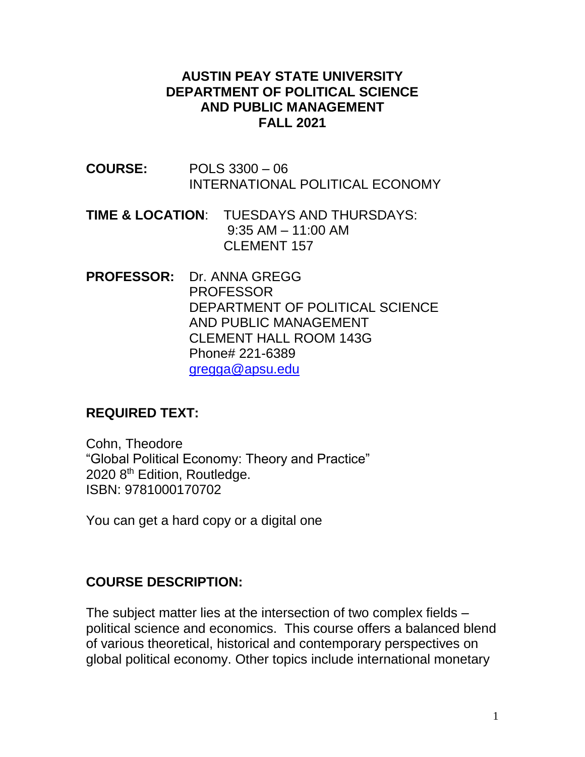# AUSTIN PEAY STATE UNIVERSITY
# DEPARTMENT OF POLITICAL SCIENCE AND PUBLIC MANAGEMENT
# FALL 2021

**COURSE:** POLS 3300 – 06
INTERNATIONAL POLITICAL ECONOMY

**TIME & LOCATION**: TUESDAYS AND THURSDAYS:
9:35 AM – 11:00 AM
CLEMENT 157

**PROFESSOR:** Dr. ANNA GREGG
PROFESSOR
DEPARTMENT OF POLITICAL SCIENCE
AND PUBLIC MANAGEMENT
CLEMENT HALL ROOM 143G
Phone# 221-6389
gregga@apsu.edu

## REQUIRED TEXT:

Cohn, Theodore
"Global Political Economy: Theory and Practice"
2020 8th Edition, Routledge.
ISBN: 9781000170702

You can get a hard copy or a digital one

## COURSE DESCRIPTION:

The subject matter lies at the intersection of two complex fields – political science and economics. This course offers a balanced blend of various theoretical, historical and contemporary perspectives on global political economy. Other topics include international monetary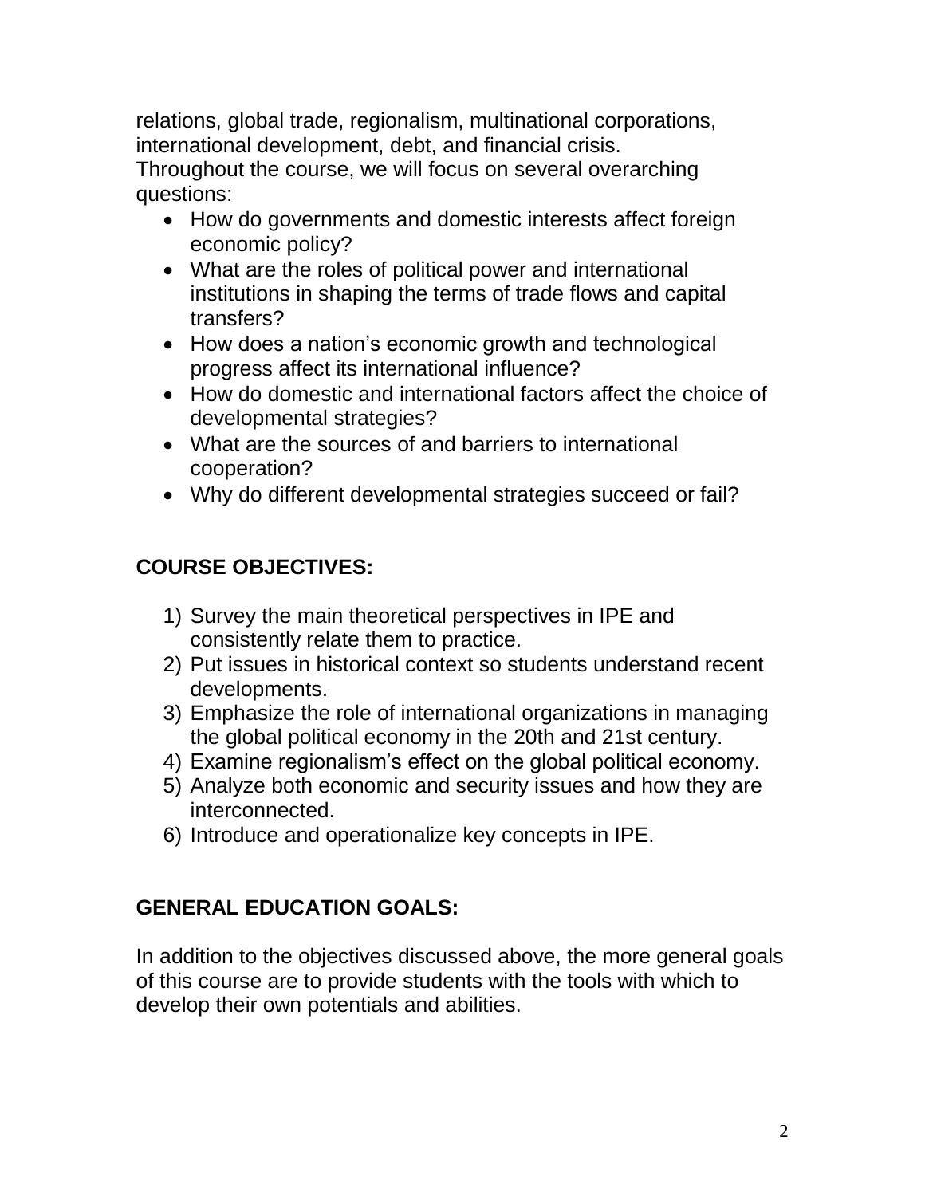relations, global trade, regionalism, multinational corporations, international development, debt, and financial crisis.
Throughout the course, we will focus on several overarching questions:

- How do governments and domestic interests affect foreign economic policy?
- What are the roles of political power and international institutions in shaping the terms of trade flows and capital transfers?
- How does a nation's economic growth and technological progress affect its international influence?
- How do domestic and international factors affect the choice of developmental strategies?
- What are the sources of and barriers to international cooperation?
- Why do different developmental strategies succeed or fail?

## COURSE OBJECTIVES:

1) Survey the main theoretical perspectives in IPE and consistently relate them to practice.
2) Put issues in historical context so students understand recent developments.
3) Emphasize the role of international organizations in managing the global political economy in the 20th and 21st century.
4) Examine regionalism's effect on the global political economy.
5) Analyze both economic and security issues and how they are interconnected.
6) Introduce and operationalize key concepts in IPE.

## GENERAL EDUCATION GOALS:

In addition to the objectives discussed above, the more general goals of this course are to provide students with the tools with which to develop their own potentials and abilities.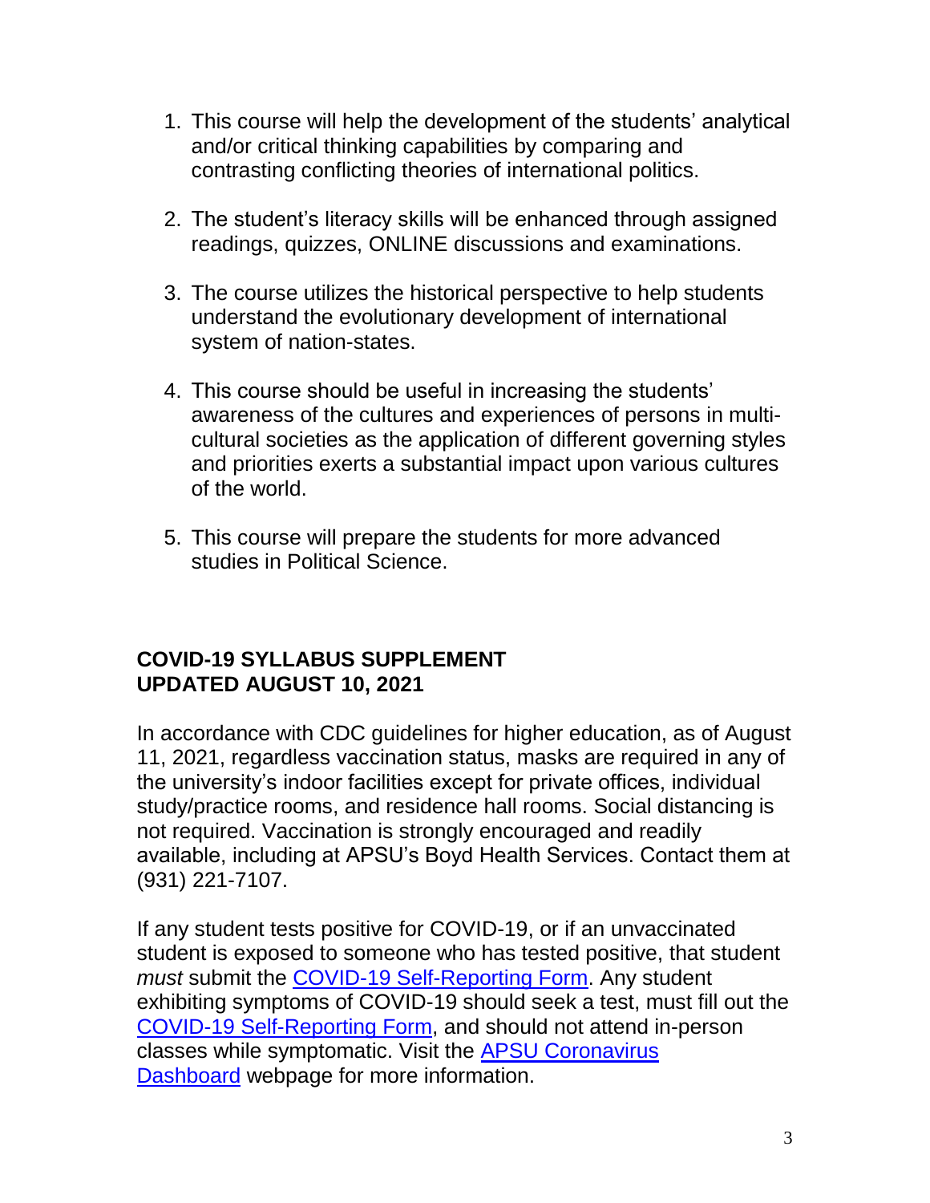1. This course will help the development of the students' analytical and/or critical thinking capabilities by comparing and contrasting conflicting theories of international politics.

2. The student's literacy skills will be enhanced through assigned readings, quizzes, ONLINE discussions and examinations.

3. The course utilizes the historical perspective to help students understand the evolutionary development of international system of nation-states.

4. This course should be useful in increasing the students' awareness of the cultures and experiences of persons in multi-cultural societies as the application of different governing styles and priorities exerts a substantial impact upon various cultures of the world.

5. This course will prepare the students for more advanced studies in Political Science.

**COVID-19 SYLLABUS SUPPLEMENT**
**UPDATED AUGUST 10, 2021**

In accordance with CDC guidelines for higher education, as of August 11, 2021, regardless vaccination status, masks are required in any of the university's indoor facilities except for private offices, individual study/practice rooms, and residence hall rooms. Social distancing is not required. Vaccination is strongly encouraged and readily available, including at APSU's Boyd Health Services. Contact them at (931) 221-7107.

If any student tests positive for COVID-19, or if an unvaccinated student is exposed to someone who has tested positive, that student *must* submit the COVID-19 Self-Reporting Form. Any student exhibiting symptoms of COVID-19 should seek a test, must fill out the COVID-19 Self-Reporting Form, and should not attend in-person classes while symptomatic. Visit the APSU Coronavirus Dashboard webpage for more information.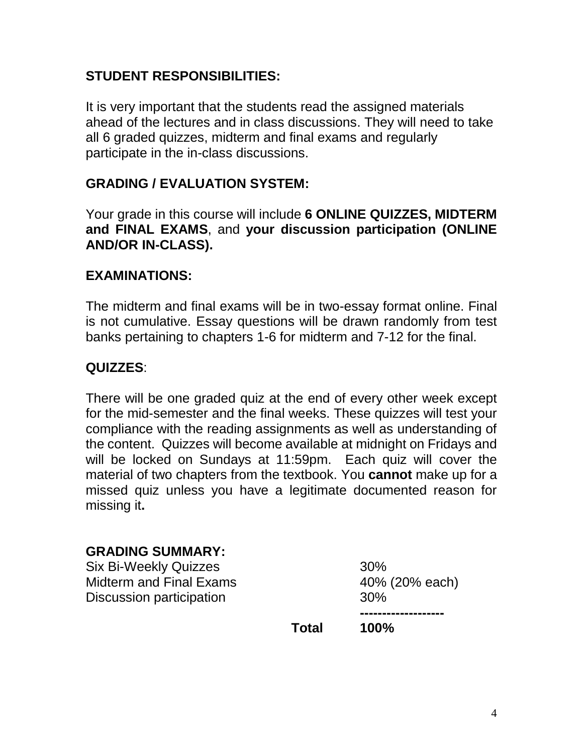## STUDENT RESPONSIBILITIES:

It is very important that the students read the assigned materials ahead of the lectures and in class discussions. They will need to take all 6 graded quizzes, midterm and final exams and regularly participate in the in-class discussions.

## GRADING / EVALUATION SYSTEM:

Your grade in this course will include **6 ONLINE QUIZZES, MIDTERM and FINAL EXAMS**, and **your discussion participation (ONLINE AND/OR IN-CLASS).**

## EXAMINATIONS:

The midterm and final exams will be in two-essay format online. Final is not cumulative. Essay questions will be drawn randomly from test banks pertaining to chapters 1-6 for midterm and 7-12 for the final.

## QUIZZES:

There will be one graded quiz at the end of every other week except for the mid-semester and the final weeks. These quizzes will test your compliance with the reading assignments as well as understanding of the content. Quizzes will become available at midnight on Fridays and will be locked on Sundays at 11:59pm. Each quiz will cover the material of two chapters from the textbook. You **cannot** make up for a missed quiz unless you have a legitimate documented reason for missing it**.**

## GRADING SUMMARY:

| | |
|---|---|
| Six Bi-Weekly Quizzes | 30% |
| Midterm and Final Exams | 40% (20% each) |
| Discussion participation | 30% |
| **Total** | **100%** |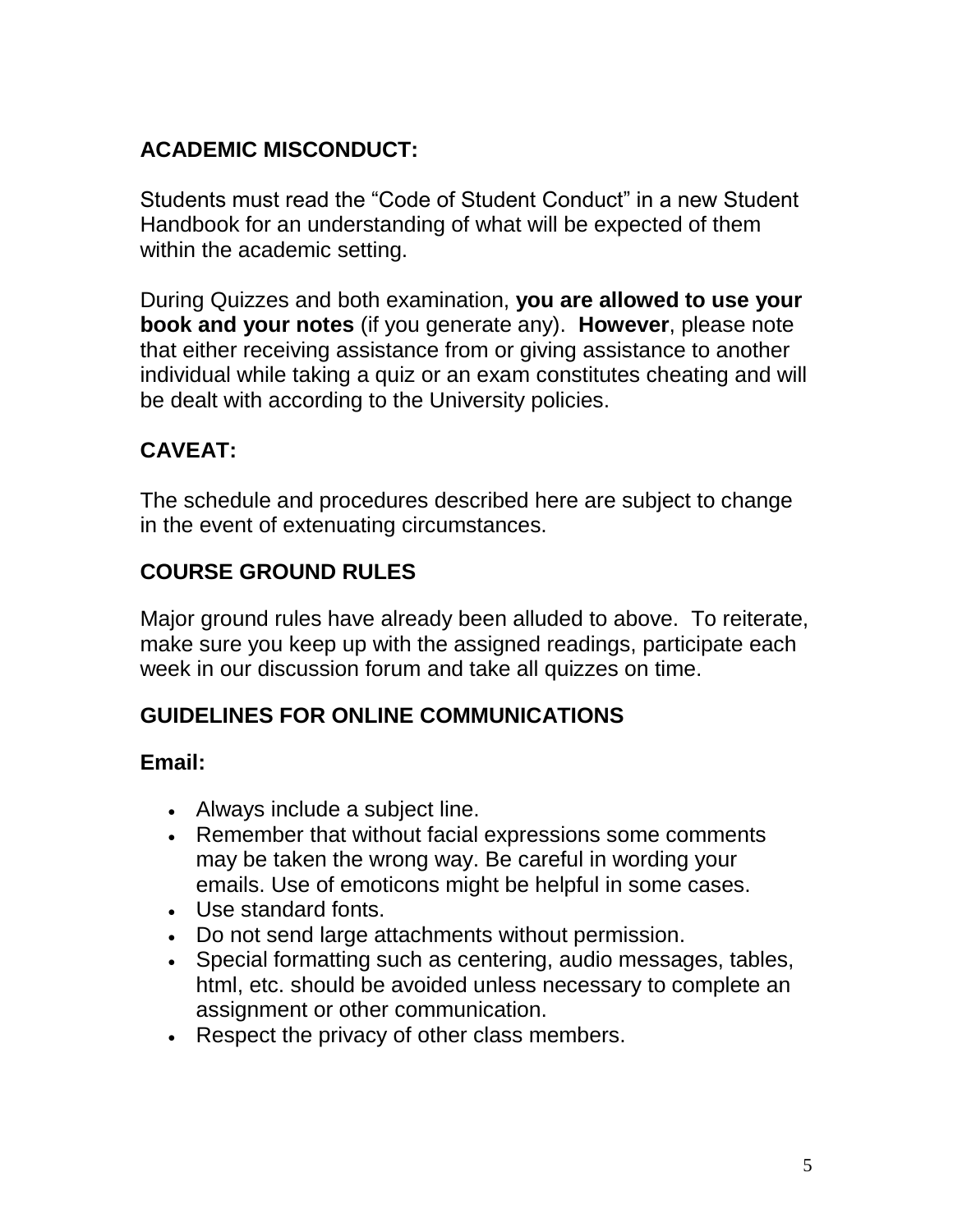## ACADEMIC MISCONDUCT:

Students must read the "Code of Student Conduct" in a new Student Handbook for an understanding of what will be expected of them within the academic setting.

During Quizzes and both examination, **you are allowed to use your book and your notes** (if you generate any). **However**, please note that either receiving assistance from or giving assistance to another individual while taking a quiz or an exam constitutes cheating and will be dealt with according to the University policies.

## CAVEAT:

The schedule and procedures described here are subject to change in the event of extenuating circumstances.

## COURSE GROUND RULES

Major ground rules have already been alluded to above. To reiterate, make sure you keep up with the assigned readings, participate each week in our discussion forum and take all quizzes on time.

## GUIDELINES FOR ONLINE COMMUNICATIONS

### Email:

- Always include a subject line.
- Remember that without facial expressions some comments may be taken the wrong way. Be careful in wording your emails. Use of emoticons might be helpful in some cases.
- Use standard fonts.
- Do not send large attachments without permission.
- Special formatting such as centering, audio messages, tables, html, etc. should be avoided unless necessary to complete an assignment or other communication.
- Respect the privacy of other class members.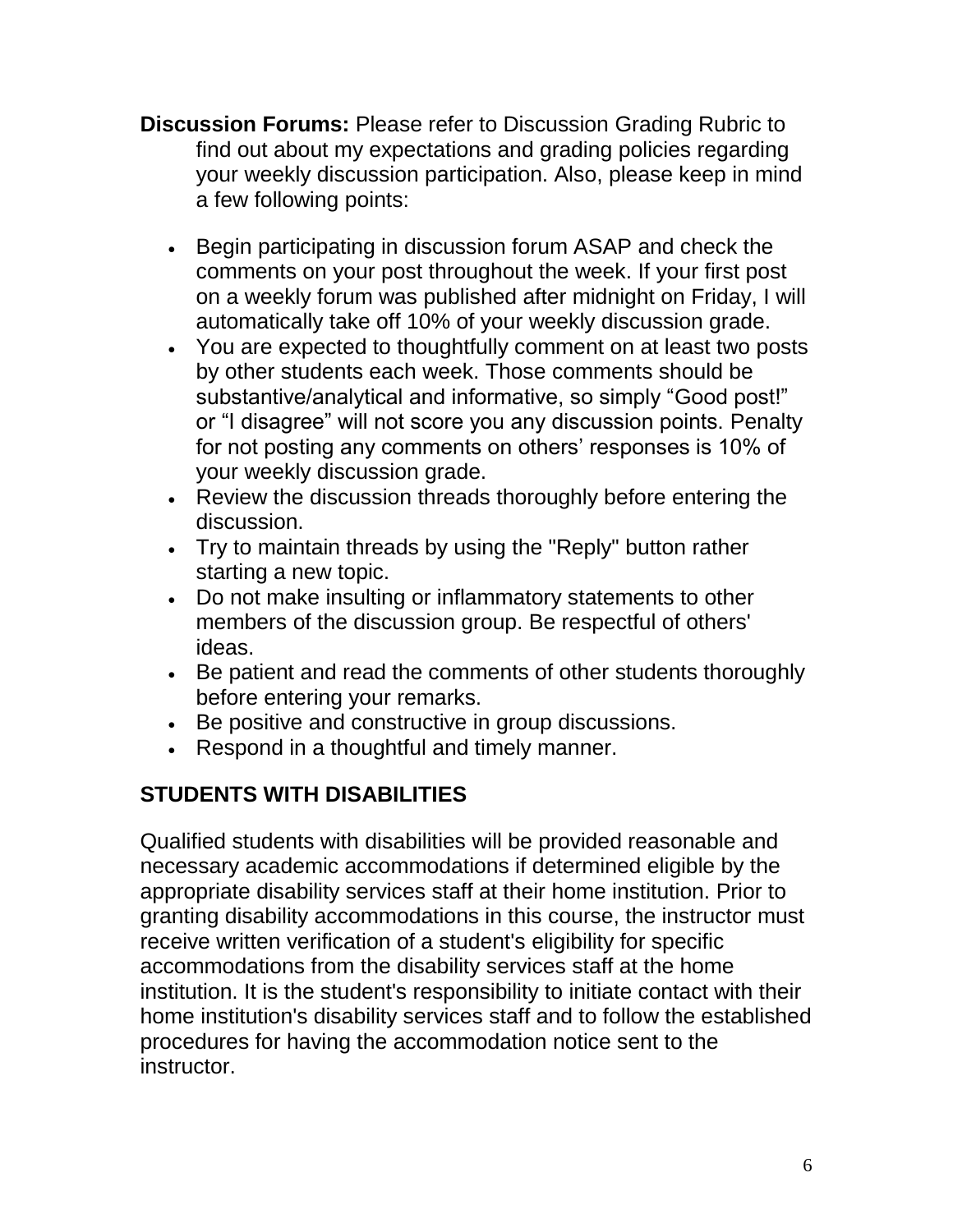**Discussion Forums:** Please refer to Discussion Grading Rubric to find out about my expectations and grading policies regarding your weekly discussion participation. Also, please keep in mind a few following points:

- Begin participating in discussion forum ASAP and check the comments on your post throughout the week. If your first post on a weekly forum was published after midnight on Friday, I will automatically take off 10% of your weekly discussion grade.
- You are expected to thoughtfully comment on at least two posts by other students each week. Those comments should be substantive/analytical and informative, so simply “Good post!” or “I disagree” will not score you any discussion points. Penalty for not posting any comments on others’ responses is 10% of your weekly discussion grade.
- Review the discussion threads thoroughly before entering the discussion.
- Try to maintain threads by using the "Reply" button rather starting a new topic.
- Do not make insulting or inflammatory statements to other members of the discussion group. Be respectful of others' ideas.
- Be patient and read the comments of other students thoroughly before entering your remarks.
- Be positive and constructive in group discussions.
- Respond in a thoughtful and timely manner.

## STUDENTS WITH DISABILITIES

Qualified students with disabilities will be provided reasonable and necessary academic accommodations if determined eligible by the appropriate disability services staff at their home institution. Prior to granting disability accommodations in this course, the instructor must receive written verification of a student's eligibility for specific accommodations from the disability services staff at the home institution. It is the student's responsibility to initiate contact with their home institution's disability services staff and to follow the established procedures for having the accommodation notice sent to the instructor.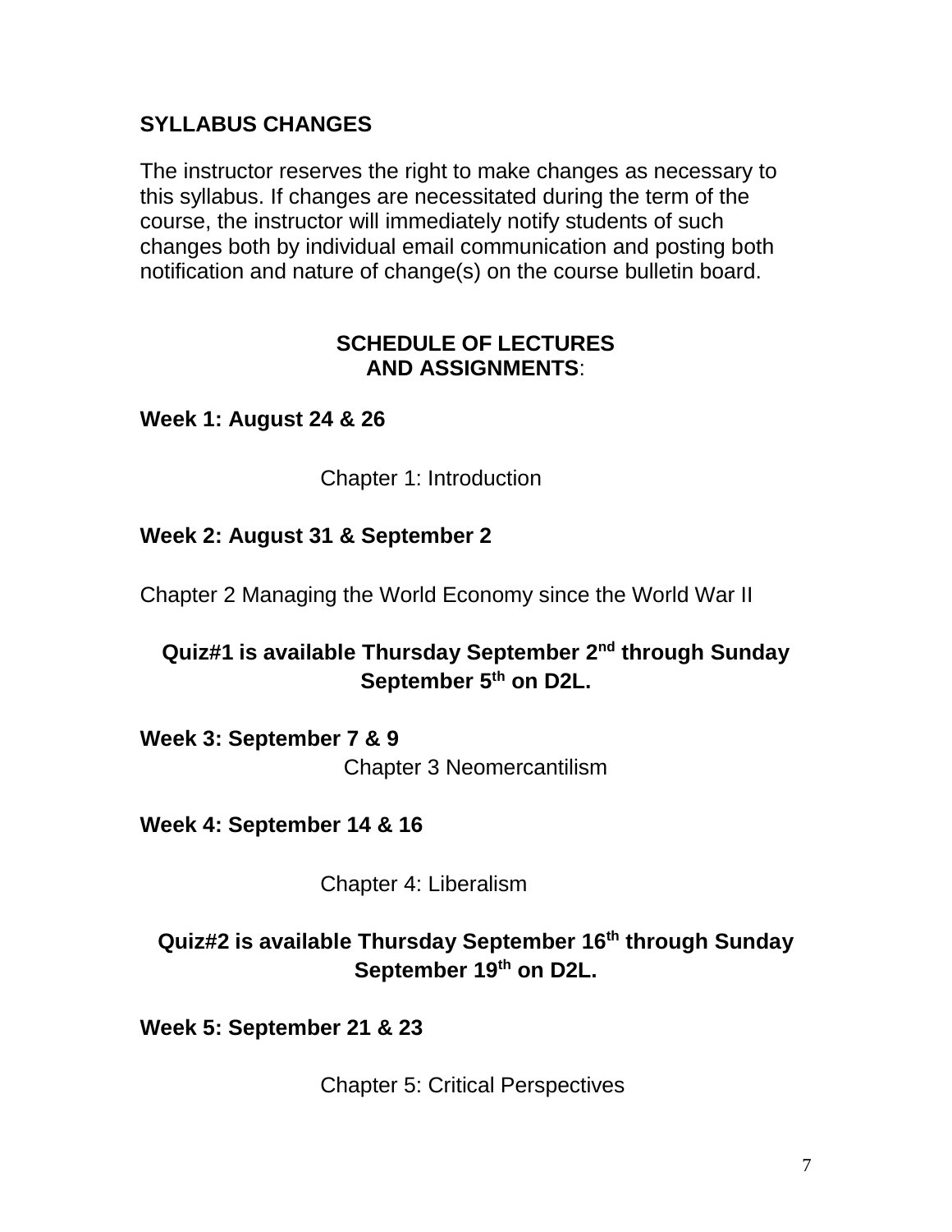**SYLLABUS CHANGES**

The instructor reserves the right to make changes as necessary to this syllabus. If changes are necessitated during the term of the course, the instructor will immediately notify students of such changes both by individual email communication and posting both notification and nature of change(s) on the course bulletin board.

**SCHEDULE OF LECTURES AND ASSIGNMENTS**:

**Week 1: August 24 & 26**

Chapter 1: Introduction

**Week 2: August 31 & September 2**

Chapter 2 Managing the World Economy since the World War II

**Quiz#1 is available Thursday September 2nd through Sunday September 5th on D2L.**

**Week 3: September 7 & 9**

Chapter 3 Neomercantilism

**Week 4: September 14 & 16**

Chapter 4: Liberalism

**Quiz#2 is available Thursday September 16th through Sunday September 19th on D2L.**

**Week 5: September 21 & 23**

Chapter 5: Critical Perspectives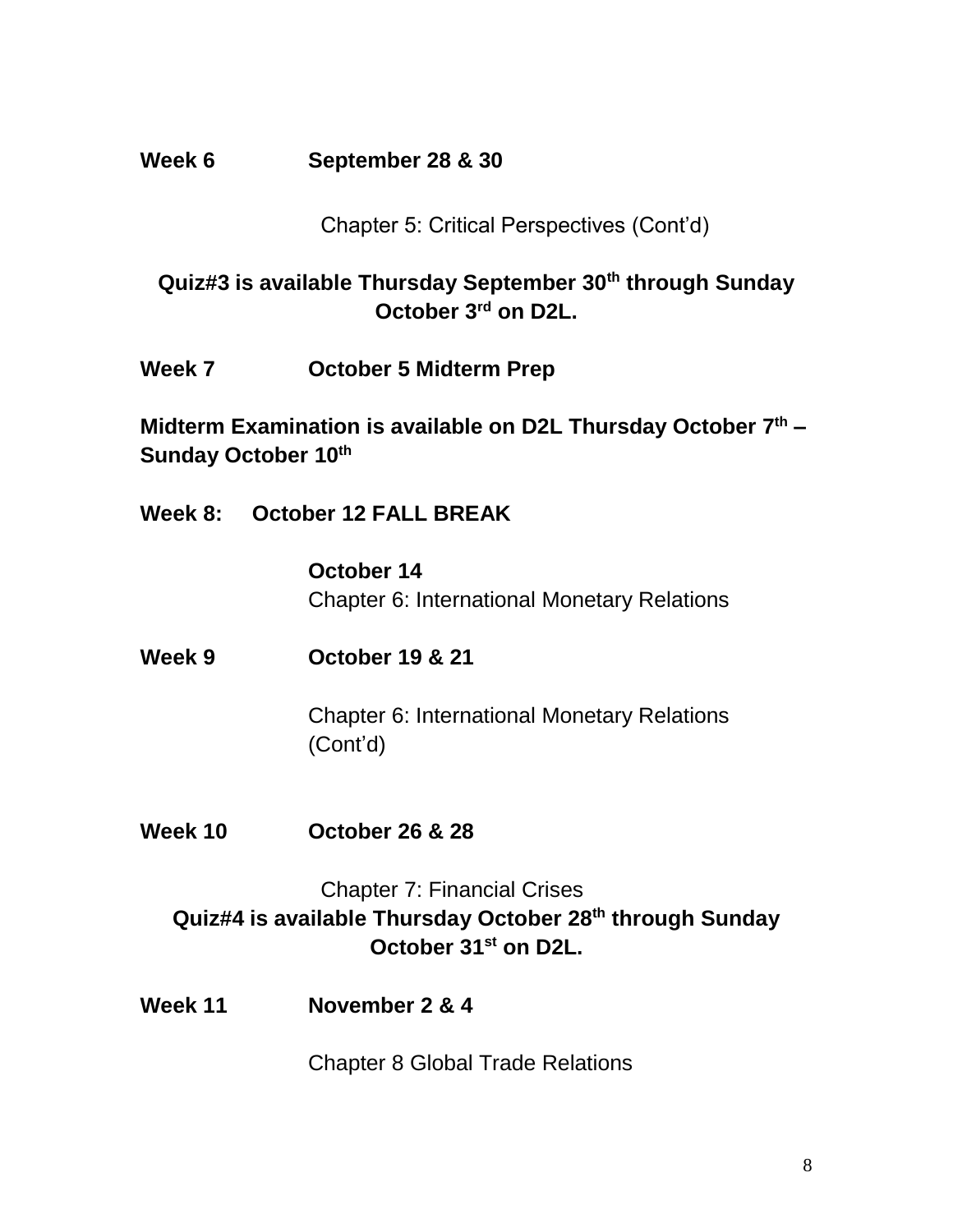**Week 6 September 28 & 30**

Chapter 5: Critical Perspectives (Cont'd)

**Quiz#3 is available Thursday September 30th through Sunday October 3rd on D2L.**

**Week 7 October 5 Midterm Prep**

**Midterm Examination is available on D2L Thursday October 7th – Sunday October 10th**

**Week 8: October 12 FALL BREAK**

**October 14**
Chapter 6: International Monetary Relations

**Week 9 October 19 & 21**

Chapter 6: International Monetary Relations (Cont'd)

**Week 10 October 26 & 28**

Chapter 7: Financial Crises

**Quiz#4 is available Thursday October 28th through Sunday October 31st on D2L.**

**Week 11 November 2 & 4**

Chapter 8 Global Trade Relations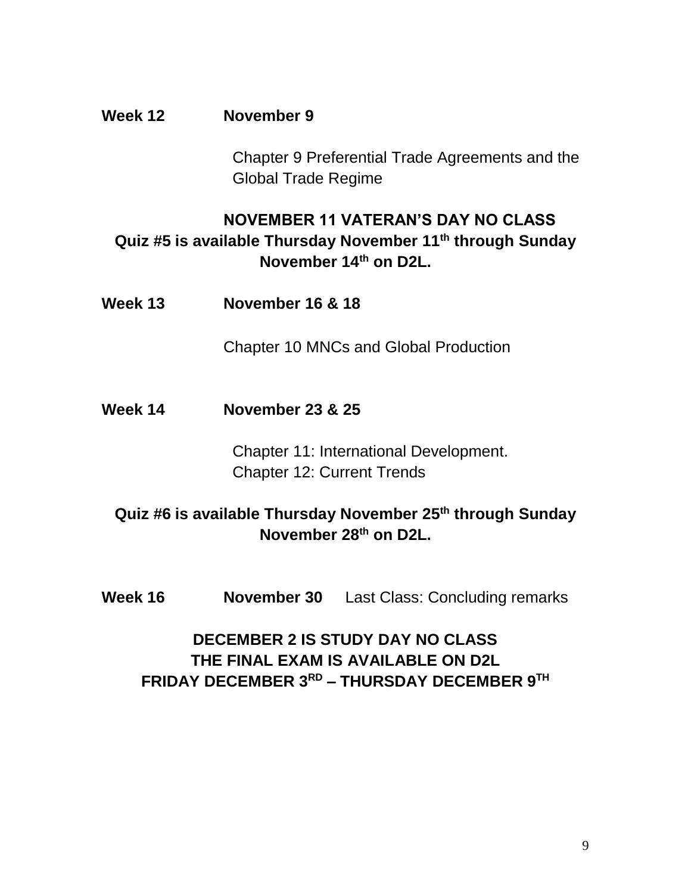**Week 12 November 9**

Chapter 9 Preferential Trade Agreements and the Global Trade Regime

**NOVEMBER 11 VATERAN'S DAY NO CLASS**

**Quiz #5 is available Thursday November 11th through Sunday November 14th on D2L.**

**Week 13 November 16 & 18**

Chapter 10 MNCs and Global Production

**Week 14 November 23 & 25**

Chapter 11: International Development.
Chapter 12: Current Trends

**Quiz #6 is available Thursday November 25th through Sunday November 28th on D2L.**

**Week 16 November 30** Last Class: Concluding remarks

**DECEMBER 2 IS STUDY DAY NO CLASS**
**THE FINAL EXAM IS AVAILABLE ON D2L**
**FRIDAY DECEMBER 3RD – THURSDAY DECEMBER 9TH**